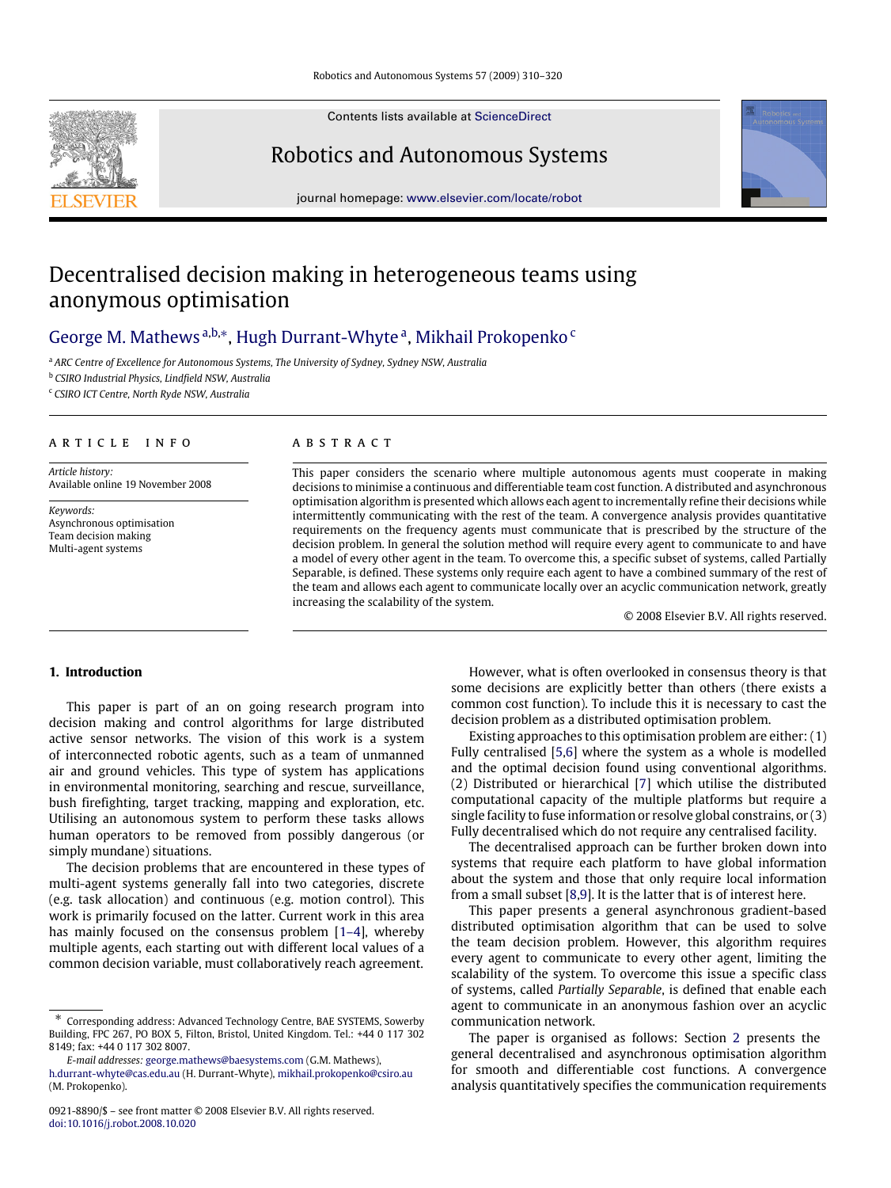# Decentralised decision making in heterogeneous teams using anonymous optimisation

George M. Mathews [a,b,*], Hugh Durrant-Whyte [a], Mikhail Prokopenko [c]

[a] ARC Centre of Excellence for Autonomous Systems, The University of Sydney, Sydney NSW, Australia
[b] CSIRO Industrial Physics, Lindfield NSW, Australia
[c] CSIRO ICT Centre, North Ryde NSW, Australia

**ARTICLE INFO**

*Article history:*
Available online 19 November 2008

*Keywords:*
Asynchronous optimisation
Team decision making
Multi-agent systems

**ABSTRACT**

This paper considers the scenario where multiple autonomous agents must cooperate in making decisions to minimise a continuous and differentiable team cost function. A distributed and asynchronous optimisation algorithm is presented which allows each agent to incrementally refine their decisions while intermittently communicating with the rest of the team. A convergence analysis provides quantitative requirements on the frequency agents must communicate that is prescribed by the structure of the decision problem. In general the solution method will require every agent to communicate to and have a model of every other agent in the team. To overcome this, a specific subset of systems, called Partially Separable, is defined. These systems only require each agent to have a combined summary of the rest of the team and allows each agent to communicate locally over an acyclic communication network, greatly increasing the scalability of the system.

© 2008 Elsevier B.V. All rights reserved.

## 1. Introduction

This paper is part of an on going research program into decision making and control algorithms for large distributed active sensor networks. The vision of this work is a system of interconnected robotic agents, such as a team of unmanned air and ground vehicles. This type of system has applications in environmental monitoring, searching and rescue, surveillance, bush firefighting, target tracking, mapping and exploration, etc. Utilising an autonomous system to perform these tasks allows human operators to be removed from possibly dangerous (or simply mundane) situations.

The decision problems that are encountered in these types of multi-agent systems generally fall into two categories, discrete (e.g. task allocation) and continuous (e.g. motion control). This work is primarily focused on the latter. Current work in this area has mainly focused on the consensus problem [1–4], whereby multiple agents, each starting out with different local values of a common decision variable, must collaboratively reach agreement.

However, what is often overlooked in consensus theory is that some decisions are explicitly better than others (there exists a common cost function). To include this it is necessary to cast the decision problem as a distributed optimisation problem.

Existing approaches to this optimisation problem are either: (1) Fully centralised [5,6] where the system as a whole is modelled and the optimal decision found using conventional algorithms. (2) Distributed or hierarchical [7] which utilise the distributed computational capacity of the multiple platforms but require a single facility to fuse information or resolve global constrains, or (3) Fully decentralised which do not require any centralised facility.

The decentralised approach can be further broken down into systems that require each platform to have global information about the system and those that only require local information from a small subset [8,9]. It is the latter that is of interest here.

This paper presents a general asynchronous gradient-based distributed optimisation algorithm that can be used to solve the team decision problem. However, this algorithm requires every agent to communicate to every other agent, limiting the scalability of the system. To overcome this issue a specific class of systems, called *Partially Separable*, is defined that enable each agent to communicate in an anonymous fashion over an acyclic communication network.

The paper is organised as follows: Section 2 presents the general decentralised and asynchronous optimisation algorithm for smooth and differentiable cost functions. A convergence analysis quantitatively specifies the communication requirements

---

* Corresponding address: Advanced Technology Centre, BAE SYSTEMS, Sowerby Building, FPC 267, PO BOX 5, Filton, Bristol, United Kingdom. Tel.: +44 0 117 302 8149; fax: +44 0 117 302 8007.
*E-mail addresses:* george.mathews@baesystems.com (G.M. Mathews), h.durrant-whyte@cas.edu.au (H. Durrant-Whyte), mikhail.prokopenko@csiro.au (M. Prokopenko).

0921-8890/$ – see front matter © 2008 Elsevier B.V. All rights reserved.
doi:10.1016/j.robot.2008.10.020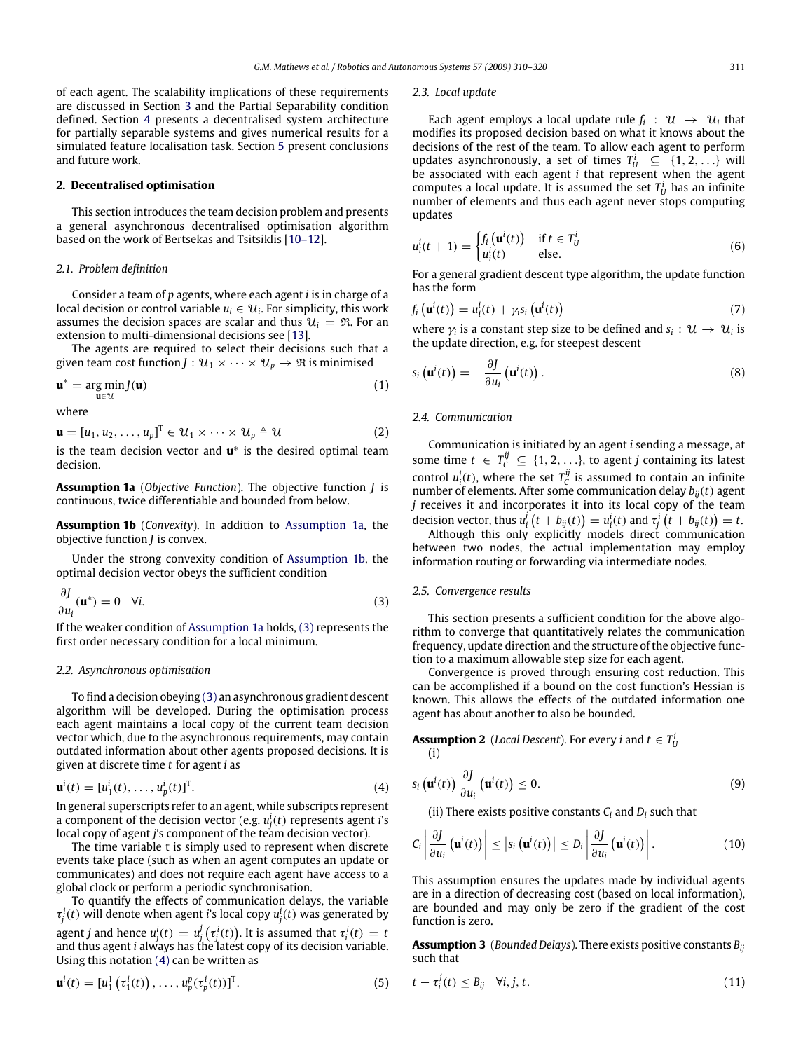of each agent. The scalability implications of these requirements are discussed in Section 3 and the Partial Separability condition defined. Section 4 presents a decentralised system architecture for partially separable systems and gives numerical results for a simulated feature localisation task. Section 5 present conclusions and future work.

## 2. Decentralised optimisation

This section introduces the team decision problem and presents a general asynchronous decentralised optimisation algorithm based on the work of Bertsekas and Tsitsiklis [10–12].

### 2.1. Problem definition

Consider a team of $p$ agents, where each agent $i$ is in charge of a local decision or control variable $u_i \in \mathcal{U}_i$. For simplicity, this work assumes the decision spaces are scalar and thus $\mathcal{U}_i = \Re$. For an extension to multi-dimensional decisions see [13].

The agents are required to select their decisions such that a given team cost function $J : \mathcal{U}_1 \times \cdots \times \mathcal{U}_p \to \Re$ is minimised

$$\mathbf{u}^* = \arg\min_{\mathbf{u} \in \mathcal{U}} J(\mathbf{u}) \tag{1}$$

where

$$\mathbf{u} = [u_1, u_2, \ldots, u_p]^{\mathrm{T}} \in \mathcal{U}_1 \times \cdots \times \mathcal{U}_p \triangleq \mathcal{U} \tag{2}$$

is the team decision vector and $\mathbf{u}^*$ is the desired optimal team decision.

**Assumption 1a** (*Objective Function*). The objective function $J$ is continuous, twice differentiable and bounded from below.

**Assumption 1b** (*Convexity*). In addition to Assumption 1a, the objective function $J$ is convex.

Under the strong convexity condition of Assumption 1b, the optimal decision vector obeys the sufficient condition

$$\frac{\partial J}{\partial u_i}(\mathbf{u}^*) = 0 \quad \forall i. \tag{3}$$

If the weaker condition of Assumption 1a holds, (3) represents the first order necessary condition for a local minimum.

### 2.2. Asynchronous optimisation

To find a decision obeying (3) an asynchronous gradient descent algorithm will be developed. During the optimisation process each agent maintains a local copy of the current team decision vector which, due to the asynchronous requirements, may contain outdated information about other agents proposed decisions. It is given at discrete time $t$ for agent $i$ as

$$\mathbf{u}^i(t) = [u_1^i(t), \ldots, u_p^i(t)]^{\mathrm{T}}. \tag{4}$$

In general superscripts refer to an agent, while subscripts represent a component of the decision vector (e.g. $u_j^i(t)$ represents agent $i$'s local copy of agent $j$'s component of the team decision vector).

The time variable t is simply used to represent when discrete events take place (such as when an agent computes an update or communicates) and does not require each agent have access to a global clock or perform a periodic synchronisation.

To quantify the effects of communication delays, the variable $\tau_j^i(t)$ will denote when agent $i$'s local copy $u_j^i(t)$ was generated by agent $j$ and hence $u_j^i(t) = u_j^j\left(\tau_j^i(t)\right)$. It is assumed that $\tau_i^i(t) = t$ and thus agent $i$ always has the latest copy of its decision variable. Using this notation (4) can be written as

$$\mathbf{u}^i(t) = [u_1^1\left(\tau_1^i(t)\right), \ldots, u_p^p(\tau_p^i(t))]^{\mathrm{T}}. \tag{5}$$

### 2.3. Local update

Each agent employs a local update rule $f_i : \mathcal{U} \to \mathcal{U}_i$ that modifies its proposed decision based on what it knows about the decisions of the rest of the team. To allow each agent to perform updates asynchronously, a set of times $T_U^i \subseteq \{1, 2, \ldots\}$ will be associated with each agent $i$ that represent when the agent computes a local update. It is assumed the set $T_U^i$ has an infinite number of elements and thus each agent never stops computing updates

$$u_i^i(t+1) = \begin{cases} f_i\left(\mathbf{u}^i(t)\right) & \text{if } t \in T_U^i \\ u_i^i(t) & \text{else.} \end{cases} \tag{6}$$

For a general gradient descent type algorithm, the update function has the form

$$f_i\left(\mathbf{u}^i(t)\right) = u_i^i(t) + \gamma_i s_i\left(\mathbf{u}^i(t)\right) \tag{7}$$

where $\gamma_i$ is a constant step size to be defined and $s_i : \mathcal{U} \to \mathcal{U}_i$ is the update direction, e.g. for steepest descent

$$s_i\left(\mathbf{u}^i(t)\right) = -\frac{\partial J}{\partial u_i}\left(\mathbf{u}^i(t)\right). \tag{8}$$

### 2.4. Communication

Communication is initiated by an agent $i$ sending a message, at some time $t \in T_C^{ij} \subseteq \{1, 2, \ldots\}$, to agent $j$ containing its latest control $u_i^i(t)$, where the set $T_C^{ij}$ is assumed to contain an infinite number of elements. After some communication delay $b_{ij}(t)$ agent $j$ receives it and incorporates it into its local copy of the team decision vector, thus $u_i^j\left(t + b_{ij}(t)\right) = u_i^i(t)$ and $\tau_j^i\left(t + b_{ij}(t)\right) = t$.

Although this only explicitly models direct communication between two nodes, the actual implementation may employ information routing or forwarding via intermediate nodes.

### 2.5. Convergence results

This section presents a sufficient condition for the above algorithm to converge that quantitatively relates the communication frequency, update direction and the structure of the objective function to a maximum allowable step size for each agent.

Convergence is proved through ensuring cost reduction. This can be accomplished if a bound on the cost function's Hessian is known. This allows the effects of the outdated information one agent has about another to also be bounded.

**Assumption 2** (*Local Descent*). For every $i$ and $t \in T_U^i$

(i)

$$s_i\left(\mathbf{u}^i(t)\right) \frac{\partial J}{\partial u_i}\left(\mathbf{u}^i(t)\right) \leq 0. \tag{9}$$

(ii) There exists positive constants $C_i$ and $D_i$ such that

$$C_i \left| \frac{\partial J}{\partial u_i}\left(\mathbf{u}^i(t)\right) \right| \leq \left| s_i\left(\mathbf{u}^i(t)\right) \right| \leq D_i \left| \frac{\partial J}{\partial u_i}\left(\mathbf{u}^i(t)\right) \right|. \tag{10}$$

This assumption ensures the updates made by individual agents are in a direction of decreasing cost (based on local information), are bounded and may only be zero if the gradient of the cost function is zero.

**Assumption 3** (*Bounded Delays*). There exists positive constants $B_{ij}$ such that

$$t - \tau_i^j(t) \leq B_{ij} \quad \forall i, j, t. \tag{11}$$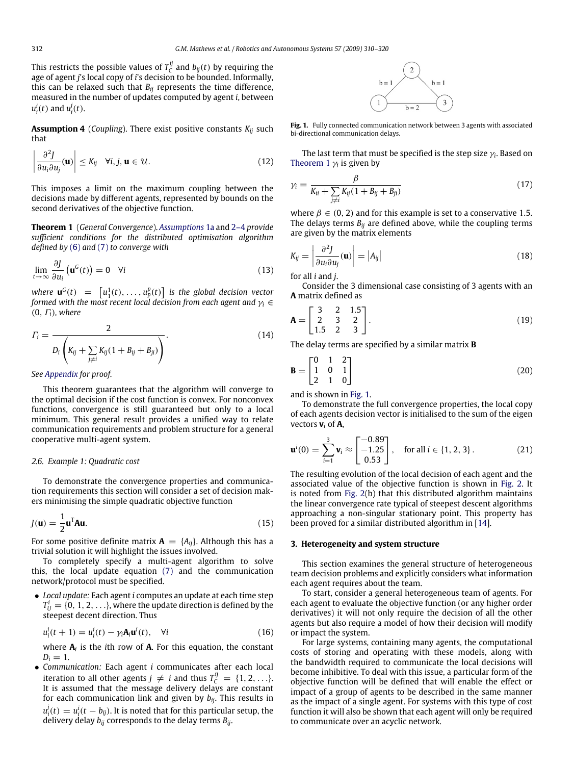This restricts the possible values of $T_C^{ij}$ and $b_{ij}(t)$ by requiring the age of agent $j$'s local copy of $i$'s decision to be bounded. Informally, this can be relaxed such that $B_{ij}$ represents the time difference, measured in the number of updates computed by agent $i$, between $u_i^i(t)$ and $u_i^j(t)$.

**Assumption 4** (*Coupling*). There exist positive constants $K_{ij}$ such that

$$\left| \frac{\partial^2 J}{\partial u_i \partial u_j}(\mathbf{u}) \right| \leq K_{ij} \quad \forall i, j, \mathbf{u} \in \mathcal{U}. \tag{12}$$

This imposes a limit on the maximum coupling between the decisions made by different agents, represented by bounds on the second derivatives of the objective function.

**Theorem 1** (*General Convergence*). *Assumptions 1a and 2–4 provide sufficient conditions for the distributed optimisation algorithm defined by (6) and (7) to converge with*

$$\lim_{t \to \infty} \frac{\partial J}{\partial u_i}\left(\mathbf{u}^G(t)\right) = 0 \quad \forall i \tag{13}$$

*where* $\mathbf{u}^G(t) = \left[u_1^1(t), \ldots, u_p^p(t)\right]$ *is the global decision vector formed with the most recent local decision from each agent and* $\gamma_i \in (0, \Gamma_i)$, *where*

$$\Gamma_i = \frac{2}{D_i \left( K_{ij} + \sum_{j \neq i} K_{ij}(1 + B_{ij} + B_{ji}) \right)}. \tag{14}$$

*See Appendix for proof.*

This theorem guarantees that the algorithm will converge to the optimal decision if the cost function is convex. For nonconvex functions, convergence is still guaranteed but only to a local minimum. This general result provides a unified way to relate communication requirements and problem structure for a general cooperative multi-agent system.

### 2.6. Example 1: Quadratic cost

To demonstrate the convergence properties and communication requirements this section will consider a set of decision makers minimising the simple quadratic objective function

$$J(\mathbf{u}) = \frac{1}{2}\mathbf{u}^{\mathrm{T}}\mathbf{A}\mathbf{u}. \tag{15}$$

For some positive definite matrix $\mathbf{A} = \{A_{ij}\}$. Although this has a trivial solution it will highlight the issues involved.

To completely specify a multi-agent algorithm to solve this, the local update equation (7) and the communication network/protocol must be specified.

- *Local update:* Each agent $i$ computes an update at each time step $T_U^i = \{0, 1, 2, \ldots\}$, where the update direction is defined by the steepest decent direction. Thus

$$u_i^i(t+1) = u_i^i(t) - \gamma_i \mathbf{A}_i \mathbf{u}^i(t), \quad \forall i \tag{16}$$

  where $\mathbf{A}_i$ is the $i$th row of $\mathbf{A}$. For this equation, the constant $D_i = 1$.
- *Communication:* Each agent $i$ communicates after each local iteration to all other agents $j \neq i$ and thus $T_C^{ij} = \{1, 2, \ldots\}$. It is assumed that the message delivery delays are constant for each communication link and given by $b_{ij}$. This results in $u_i^j(t) = u_i^i(t - b_{ij})$. It is noted that for this particular setup, the delivery delay $b_{ij}$ corresponds to the delay terms $B_{ij}$.

Fig. 1. Fully connected communication network between 3 agents with associated bi-directional communication delays.

The last term that must be specified is the step size $\gamma_i$. Based on Theorem 1 $\gamma_i$ is given by

$$\gamma_i = \frac{\beta}{K_{ii} + \sum_{j \neq i} K_{ij}(1 + B_{ij} + B_{ji})} \tag{17}$$

where $\beta \in (0, 2)$ and for this example is set to a conservative 1.5. The delays terms $B_{ij}$ are defined above, while the coupling terms are given by the matrix elements

$$K_{ij} = \left| \frac{\partial^2 J}{\partial u_i \partial u_j}(\mathbf{u}) \right| = \left| A_{ij} \right| \tag{18}$$

for all $i$ and $j$.

Consider the 3 dimensional case consisting of 3 agents with an $\mathbf{A}$ matrix defined as

$$\mathbf{A} = \begin{bmatrix} 3 & 2 & 1.5 \\ 2 & 3 & 2 \\ 1.5 & 2 & 3 \end{bmatrix}. \tag{19}$$

The delay terms are specified by a similar matrix $\mathbf{B}$

$$\mathbf{B} = \begin{bmatrix} 0 & 1 & 2 \\ 1 & 0 & 1 \\ 2 & 1 & 0 \end{bmatrix} \tag{20}$$

and is shown in Fig. 1.

To demonstrate the full convergence properties, the local copy of each agents decision vector is initialised to the sum of the eigen vectors $\mathbf{v}_i$ of $\mathbf{A}$,

$$\mathbf{u}^i(0) = \sum_{i=1}^{3} \mathbf{v}_i \approx \begin{bmatrix} -0.89 \\ -1.25 \\ 0.53 \end{bmatrix}, \quad \text{for all } i \in \{1, 2, 3\}. \tag{21}$$

The resulting evolution of the local decision of each agent and the associated value of the objective function is shown in Fig. 2. It is noted from Fig. 2(b) that this distributed algorithm maintains the linear convergence rate typical of steepest descent algorithms approaching a non-singular stationary point. This property has been proved for a similar distributed algorithm in [14].

## 3. Heterogeneity and system structure

This section examines the general structure of heterogeneous team decision problems and explicitly considers what information each agent requires about the team.

To start, consider a general heterogeneous team of agents. For each agent to evaluate the objective function (or any higher order derivatives) it will not only require the decision of all the other agents but also require a model of how their decision will modify or impact the system.

For large systems, containing many agents, the computational costs of storing and operating with these models, along with the bandwidth required to communicate the local decisions will become inhibitive. To deal with this issue, a particular form of the objective function will be defined that will enable the effect or impact of a group of agents to be described in the same manner as the impact of a single agent. For systems with this type of cost function it will also be shown that each agent will only be required to communicate over an acyclic network.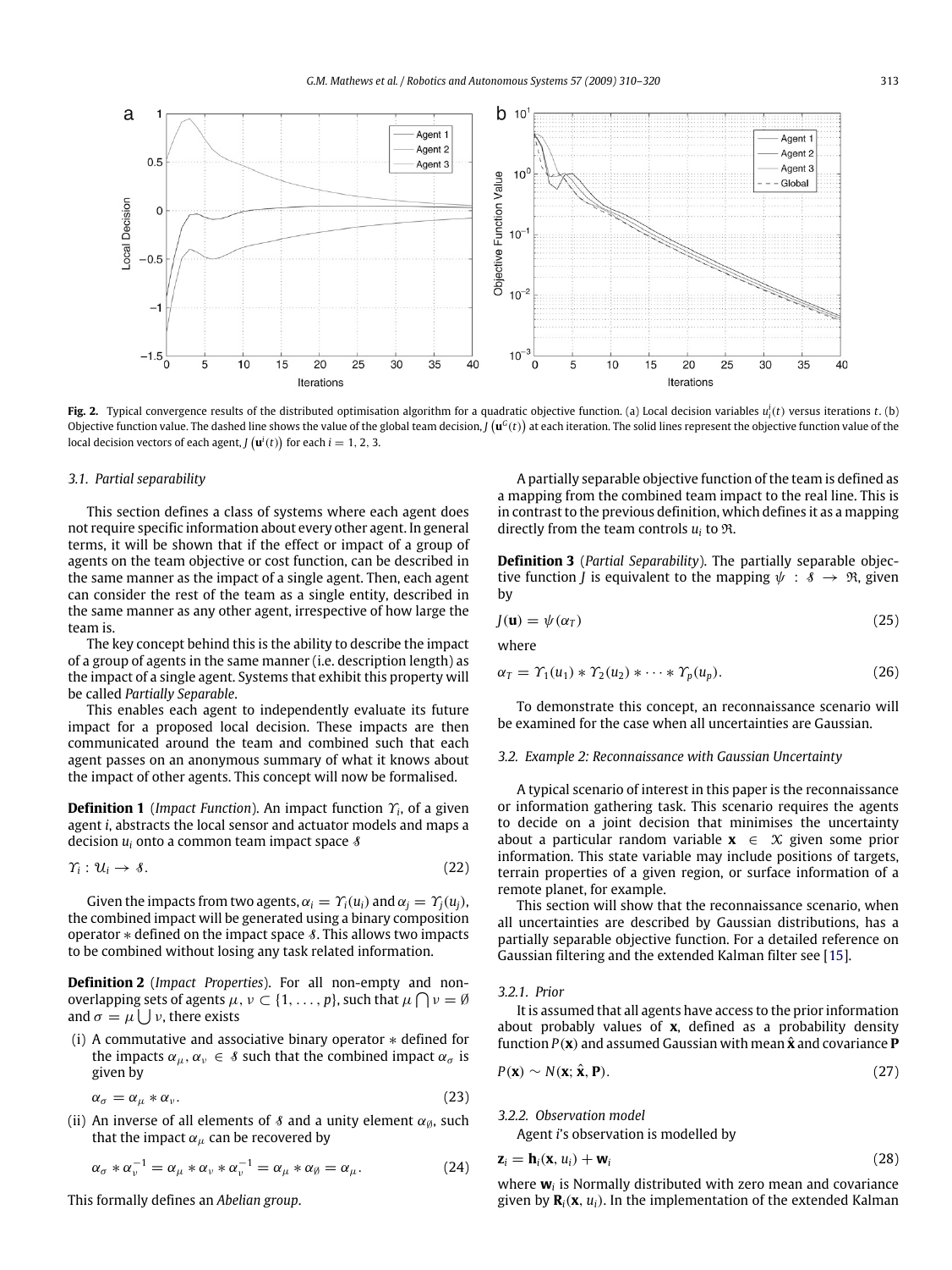**Fig. 2.** Typical convergence results of the distributed optimisation algorithm for a quadratic objective function. (a) Local decision variables $u_i^i(t)$ versus iterations $t$. (b) Objective function value. The dashed line shows the value of the global team decision, $J\left(\mathbf{u}^G(t)\right)$ at each iteration. The solid lines represent the objective function value of the local decision vectors of each agent, $J\left(\mathbf{u}^i(t)\right)$ for each $i = 1, 2, 3$.

### 3.1. Partial separability

This section defines a class of systems where each agent does not require specific information about every other agent. In general terms, it will be shown that if the effect or impact of a group of agents on the team objective or cost function, can be described in the same manner as the impact of a single agent. Then, each agent can consider the rest of the team as a single entity, described in the same manner as any other agent, irrespective of how large the team is.

The key concept behind this is the ability to describe the impact of a group of agents in the same manner (i.e. description length) as the impact of a single agent. Systems that exhibit this property will be called *Partially Separable*.

This enables each agent to independently evaluate its future impact for a proposed local decision. These impacts are then communicated around the team and combined such that each agent passes on an anonymous summary of what it knows about the impact of other agents. This concept will now be formalised.

**Definition 1** (*Impact Function*). An impact function $\Upsilon_i$, of a given agent $i$, abstracts the local sensor and actuator models and maps a decision $u_i$ onto a common team impact space $\mathcal{S}$

$$\Upsilon_i : \mathcal{U}_i \to \mathcal{S}. \tag{22}$$

Given the impacts from two agents, $\alpha_i = \Upsilon_i(u_i)$ and $\alpha_j = \Upsilon_j(u_j)$, the combined impact will be generated using a binary composition operator $*$ defined on the impact space $\mathcal{S}$. This allows two impacts to be combined without losing any task related information.

**Definition 2** (*Impact Properties*). For all non-empty and non-overlapping sets of agents $\mu, \nu \subset \{1, \ldots, p\}$, such that $\mu \bigcap \nu = \emptyset$ and $\sigma = \mu \bigcup \nu$, there exists

(i) A commutative and associative binary operator $*$ defined for the impacts $\alpha_\mu, \alpha_\nu \in \mathcal{S}$ such that the combined impact $\alpha_\sigma$ is given by

$$\alpha_\sigma = \alpha_\mu * \alpha_\nu. \tag{23}$$

(ii) An inverse of all elements of $\mathcal{S}$ and a unity element $\alpha_\emptyset$, such that the impact $\alpha_\mu$ can be recovered by

$$\alpha_\sigma * \alpha_\nu^{-1} = \alpha_\mu * \alpha_\nu * \alpha_\nu^{-1} = \alpha_\mu * \alpha_\emptyset = \alpha_\mu. \tag{24}$$

This formally defines an *Abelian group*.

A partially separable objective function of the team is defined as a mapping from the combined team impact to the real line. This is in contrast to the previous definition, which defines it as a mapping directly from the team controls $u_i$ to $\Re$.

**Definition 3** (*Partial Separability*). The partially separable objective function $J$ is equivalent to the mapping $\psi : \mathcal{S} \to \Re$, given by

$$J(\mathbf{u}) = \psi(\alpha_T) \tag{25}$$

where

$$\alpha_T = \Upsilon_1(u_1) * \Upsilon_2(u_2) * \cdots * \Upsilon_p(u_p). \tag{26}$$

To demonstrate this concept, an reconnaissance scenario will be examined for the case when all uncertainties are Gaussian.

### 3.2. Example 2: Reconnaissance with Gaussian Uncertainty

A typical scenario of interest in this paper is the reconnaissance or information gathering task. This scenario requires the agents to decide on a joint decision that minimises the uncertainty about a particular random variable $\mathbf{x} \in \mathcal{X}$ given some prior information. This state variable may include positions of targets, terrain properties of a given region, or surface information of a remote planet, for example.

This section will show that the reconnaissance scenario, when all uncertainties are described by Gaussian distributions, has a partially separable objective function. For a detailed reference on Gaussian filtering and the extended Kalman filter see [15].

#### 3.2.1. Prior

It is assumed that all agents have access to the prior information about probably values of $\mathbf{x}$, defined as a probability density function $P(\mathbf{x})$ and assumed Gaussian with mean $\hat{\mathbf{x}}$ and covariance $\mathbf{P}$

$$P(\mathbf{x}) \sim N(\mathbf{x}; \hat{\mathbf{x}}, \mathbf{P}). \tag{27}$$

#### 3.2.2. Observation model

Agent $i$'s observation is modelled by

$$\mathbf{z}_i = \mathbf{h}_i(\mathbf{x}, u_i) + \mathbf{w}_i \tag{28}$$

where $\mathbf{w}_i$ is Normally distributed with zero mean and covariance given by $\mathbf{R}_i(\mathbf{x}, u_i)$. In the implementation of the extended Kalman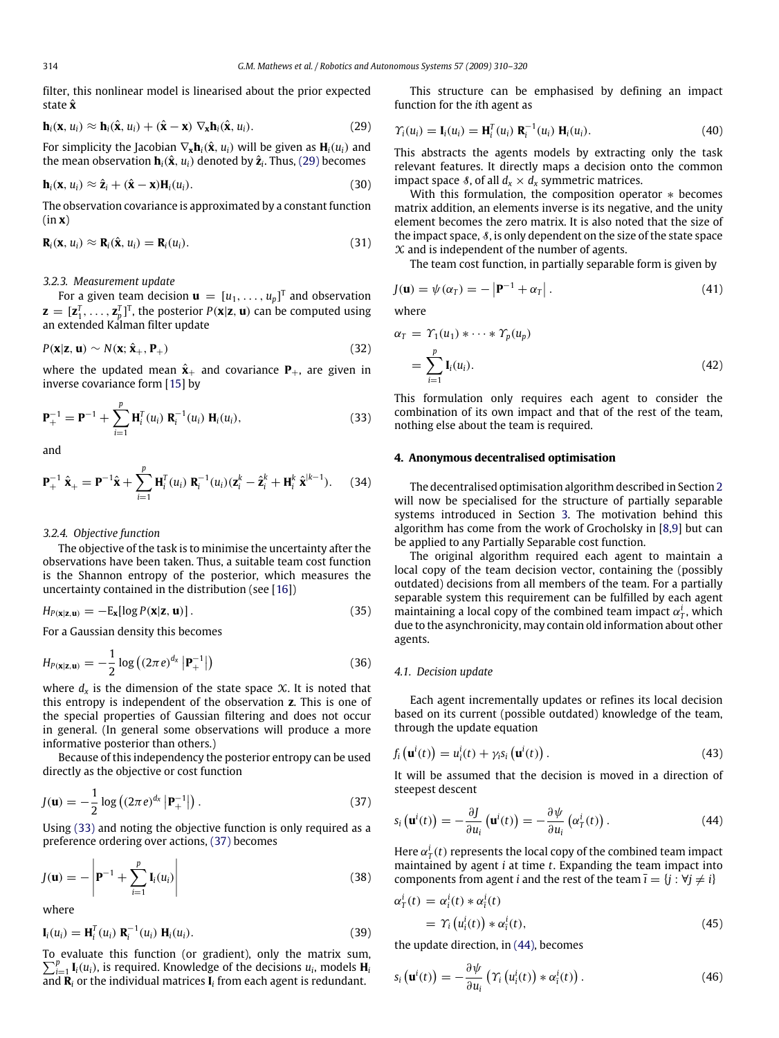filter, this nonlinear model is linearised about the prior expected state $\hat{\mathbf{x}}$

$$\mathbf{h}_i(\mathbf{x}, u_i) \approx \mathbf{h}_i(\hat{\mathbf{x}}, u_i) + (\hat{\mathbf{x}} - \mathbf{x})\ \nabla_{\mathbf{x}}\mathbf{h}_i(\hat{\mathbf{x}}, u_i). \tag{29}$$

For simplicity the Jacobian $\nabla_{\mathbf{x}}\mathbf{h}_i(\hat{\mathbf{x}}, u_i)$ will be given as $\mathbf{H}_i(u_i)$ and the mean observation $\mathbf{h}_i(\hat{\mathbf{x}}, u_i)$ denoted by $\hat{\mathbf{z}}_i$. Thus, (29) becomes

$$\mathbf{h}_i(\mathbf{x}, u_i) \approx \hat{\mathbf{z}}_i + (\hat{\mathbf{x}} - \mathbf{x})\mathbf{H}_i(u_i). \tag{30}$$

The observation covariance is approximated by a constant function (in $\mathbf{x}$)

$$\mathbf{R}_i(\mathbf{x}, u_i) \approx \mathbf{R}_i(\hat{\mathbf{x}}, u_i) = \mathbf{R}_i(u_i). \tag{31}$$

#### 3.2.3. Measurement update

For a given team decision $\mathbf{u} = [u_1, \ldots, u_p]^{\mathrm{T}}$ and observation $\mathbf{z} = [\mathbf{z}_1^T, \ldots, \mathbf{z}_p^T]^{\mathrm{T}}$, the posterior $P(\mathbf{x}|\mathbf{z}, \mathbf{u})$ can be computed using an extended Kalman filter update

$$P(\mathbf{x}|\mathbf{z}, \mathbf{u}) \sim N(\mathbf{x}; \hat{\mathbf{x}}_+, \mathbf{P}_+) \tag{32}$$

where the updated mean $\hat{\mathbf{x}}_+$ and covariance $\mathbf{P}_+$, are given in inverse covariance form [15] by

$$\mathbf{P}_+^{-1} = \mathbf{P}^{-1} + \sum_{i=1}^{p} \mathbf{H}_i^T(u_i)\ \mathbf{R}_i^{-1}(u_i)\ \mathbf{H}_i(u_i), \tag{33}$$

and

$$\mathbf{P}_+^{-1}\ \hat{\mathbf{x}}_+ = \mathbf{P}^{-1}\hat{\mathbf{x}} + \sum_{i=1}^{p} \mathbf{H}_i^T(u_i)\ \mathbf{R}_i^{-1}(u_i)(\mathbf{z}_i^k - \hat{\mathbf{z}}_i^k + \mathbf{H}_i^k\ \hat{\mathbf{x}}^{|k-1}). \tag{34}$$

#### 3.2.4. Objective function

The objective of the task is to minimise the uncertainty after the observations have been taken. Thus, a suitable team cost function is the Shannon entropy of the posterior, which measures the uncertainty contained in the distribution (see [16])

$$H_{P(\mathbf{x}|\mathbf{z},\mathbf{u})} = -\mathrm{E}_{\mathbf{x}}[\log P(\mathbf{x}|\mathbf{z}, \mathbf{u})]\,. \tag{35}$$

For a Gaussian density this becomes

$$H_{P(\mathbf{x}|\mathbf{z},\mathbf{u})} = -\frac{1}{2}\log\left((2\pi e)^{d_x}\left|\mathbf{P}_+^{-1}\right|\right) \tag{36}$$

where $d_x$ is the dimension of the state space $\mathcal{X}$. It is noted that this entropy is independent of the observation $\mathbf{z}$. This is one of the special properties of Gaussian filtering and does not occur in general. (In general some observations will produce a more informative posterior than others.)

Because of this independency the posterior entropy can be used directly as the objective or cost function

$$J(\mathbf{u}) = -\frac{1}{2}\log\left((2\pi e)^{d_x}\left|\mathbf{P}_+^{-1}\right|\right). \tag{37}$$

Using (33) and noting the objective function is only required as a preference ordering over actions, (37) becomes

$$J(\mathbf{u}) = -\left|\mathbf{P}^{-1} + \sum_{i=1}^{p}\mathbf{I}_i(u_i)\right| \tag{38}$$

where

$$\mathbf{I}_i(u_i) = \mathbf{H}_i^T(u_i)\ \mathbf{R}_i^{-1}(u_i)\ \mathbf{H}_i(u_i). \tag{39}$$

To evaluate this function (or gradient), only the matrix sum, $\sum_{i=1}^{p}\mathbf{I}_i(u_i)$, is required. Knowledge of the decisions $u_i$, models $\mathbf{H}_i$ and $\mathbf{R}_i$ or the individual matrices $\mathbf{I}_i$ from each agent is redundant.

This structure can be emphasised by defining an impact function for the $i$th agent as

$$\Upsilon_i(u_i) = \mathbf{I}_i(u_i) = \mathbf{H}_i^T(u_i)\ \mathbf{R}_i^{-1}(u_i)\ \mathbf{H}_i(u_i). \tag{40}$$

This abstracts the agents models by extracting only the task relevant features. It directly maps a decision onto the common impact space $\mathcal{S}$, of all $d_x \times d_x$ symmetric matrices.

With this formulation, the composition operator $*$ becomes matrix addition, an elements inverse is its negative, and the unity element becomes the zero matrix. It is also noted that the size of the impact space, $\mathcal{S}$, is only dependent on the size of the state space $\mathcal{X}$ and is independent of the number of agents.

The team cost function, in partially separable form is given by

$$J(\mathbf{u}) = \psi(\alpha_T) = -\left|\mathbf{P}^{-1} + \alpha_T\right|. \tag{41}$$

where

$$\begin{aligned}\alpha_T &= \Upsilon_1(u_1) * \cdots * \Upsilon_p(u_p)\\ &= \sum_{i=1}^{p}\mathbf{I}_i(u_i).\end{aligned} \tag{42}$$

This formulation only requires each agent to consider the combination of its own impact and that of the rest of the team, nothing else about the team is required.

## 4. Anonymous decentralised optimisation

The decentralised optimisation algorithm described in Section 2 will now be specialised for the structure of partially separable systems introduced in Section 3. The motivation behind this algorithm has come from the work of Grocholsky in [8,9] but can be applied to any Partially Separable cost function.

The original algorithm required each agent to maintain a local copy of the team decision vector, containing the (possibly outdated) decisions from all members of the team. For a partially separable system this requirement can be fulfilled by each agent maintaining a local copy of the combined team impact $\alpha_T^i$, which due to the asynchronicity, may contain old information about other agents.

### 4.1. Decision update

Each agent incrementally updates or refines its local decision based on its current (possible outdated) knowledge of the team, through the update equation

$$f_i\left(\mathbf{u}^i(t)\right) = u_i^i(t) + \gamma_i s_i\left(\mathbf{u}^i(t)\right). \tag{43}$$

It will be assumed that the decision is moved in a direction of steepest descent

$$s_i\left(\mathbf{u}^i(t)\right) = -\frac{\partial J}{\partial u_i}\left(\mathbf{u}^i(t)\right) = -\frac{\partial \psi}{\partial u_i}\left(\alpha_T^i(t)\right). \tag{44}$$

Here $\alpha_T^i(t)$ represents the local copy of the combined team impact maintained by agent $i$ at time $t$. Expanding the team impact into components from agent $i$ and the rest of the team $\bar{\imath} = \{j : \forall j \neq i\}$

$$\begin{aligned}\alpha_T^i(t) &= \alpha_i^i(t) * \alpha_{\bar{\imath}}^i(t)\\ &= \Upsilon_i\left(u_i^i(t)\right) * \alpha_{\bar{\imath}}^i(t),\end{aligned} \tag{45}$$

the update direction, in (44), becomes

$$s_i\left(\mathbf{u}^i(t)\right) = -\frac{\partial \psi}{\partial u_i}\left(\Upsilon_i\left(u_i^i(t)\right) * \alpha_{\bar{\imath}}^i(t)\right). \tag{46}$$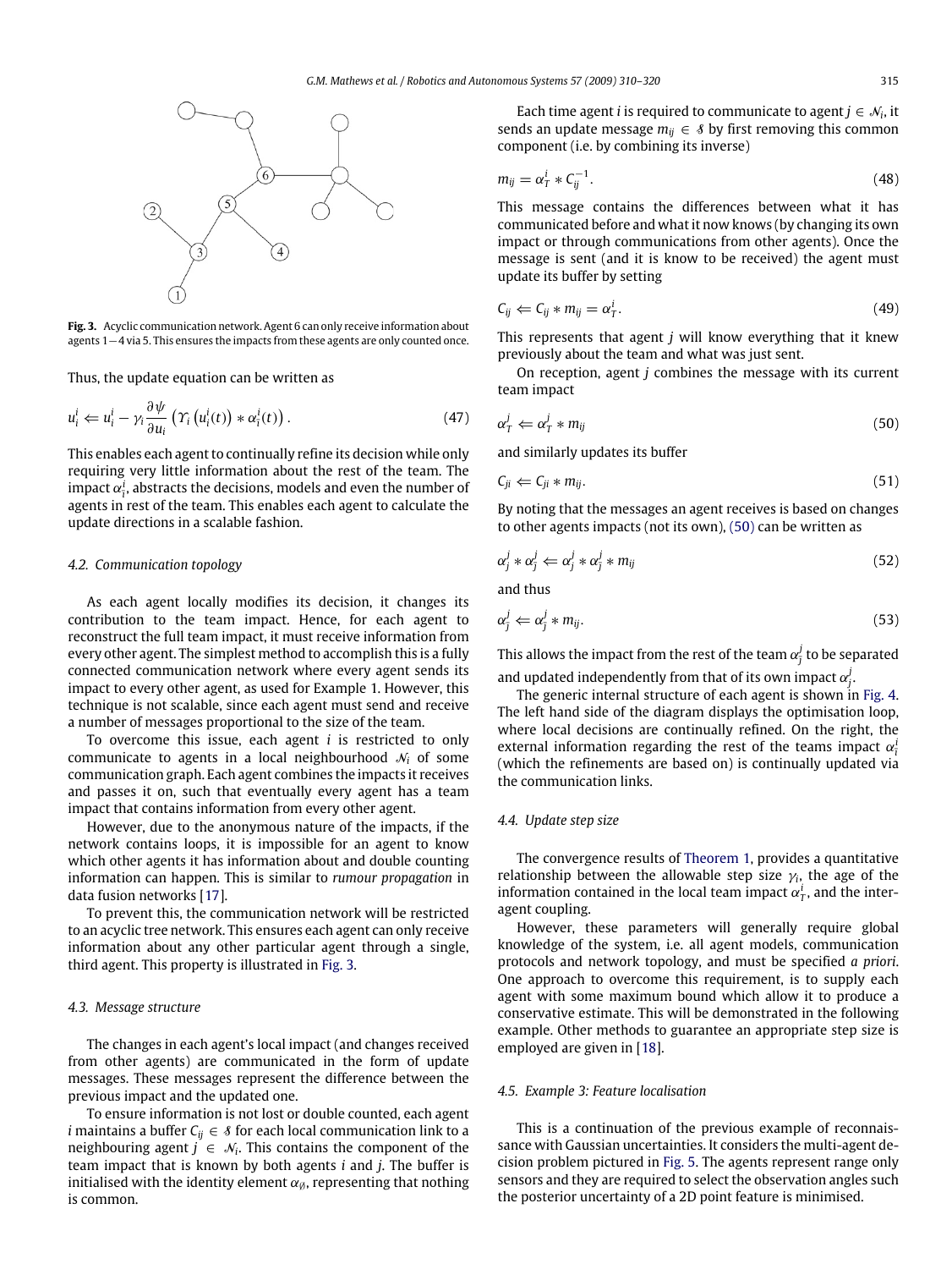Fig. 3. Acyclic communication network. Agent 6 can only receive information about agents 1−4 via 5. This ensures the impacts from these agents are only counted once.

Thus, the update equation can be written as

$$u_i^i \Leftarrow u_i^i - \gamma_i \frac{\partial \psi}{\partial u_i} \left( \Upsilon_i \left( u_i^i(t) \right) * \alpha_i^i(t) \right). \quad (47)$$

This enables each agent to continually refine its decision while only requiring very little information about the rest of the team. The impact $\alpha_i^i$, abstracts the decisions, models and even the number of agents in rest of the team. This enables each agent to calculate the update directions in a scalable fashion.

### 4.2. Communication topology

As each agent locally modifies its decision, it changes its contribution to the team impact. Hence, for each agent to reconstruct the full team impact, it must receive information from every other agent. The simplest method to accomplish this is a fully connected communication network where every agent sends its impact to every other agent, as used for Example 1. However, this technique is not scalable, since each agent must send and receive a number of messages proportional to the size of the team.

To overcome this issue, each agent $i$ is restricted to only communicate to agents in a local neighbourhood $\mathcal{N}_i$ of some communication graph. Each agent combines the impacts it receives and passes it on, such that eventually every agent has a team impact that contains information from every other agent.

However, due to the anonymous nature of the impacts, if the network contains loops, it is impossible for an agent to know which other agents it has information about and double counting information can happen. This is similar to *rumour propagation* in data fusion networks [17].

To prevent this, the communication network will be restricted to an acyclic tree network. This ensures each agent can only receive information about any other particular agent through a single, third agent. This property is illustrated in Fig. 3.

### 4.3. Message structure

The changes in each agent's local impact (and changes received from other agents) are communicated in the form of update messages. These messages represent the difference between the previous impact and the updated one.

To ensure information is not lost or double counted, each agent $i$ maintains a buffer $C_{ij} \in \mathcal{S}$ for each local communication link to a neighbouring agent $j \in \mathcal{N}_i$. This contains the component of the team impact that is known by both agents $i$ and $j$. The buffer is initialised with the identity element $\alpha_\emptyset$, representing that nothing is common.

Each time agent $i$ is required to communicate to agent $j \in \mathcal{N}_i$, it sends an update message $m_{ij} \in \mathcal{S}$ by first removing this common component (i.e. by combining its inverse)

$$m_{ij} = \alpha_T^i * C_{ij}^{-1}. \quad (48)$$

This message contains the differences between what it has communicated before and what it now knows (by changing its own impact or through communications from other agents). Once the message is sent (and it is know to be received) the agent must update its buffer by setting

$$C_{ij} \Leftarrow C_{ij} * m_{ij} = \alpha_T^i. \quad (49)$$

This represents that agent $j$ will know everything that it knew previously about the team and what was just sent.

On reception, agent $j$ combines the message with its current team impact

$$\alpha_T^j \Leftarrow \alpha_T^j * m_{ij} \quad (50)$$

and similarly updates its buffer

$$C_{ji} \Leftarrow C_{ji} * m_{ij}. \quad (51)$$

By noting that the messages an agent receives is based on changes to other agents impacts (not its own), (50) can be written as

$$\alpha_j^j * \alpha_{\bar{j}}^j \Leftarrow \alpha_j^j * \alpha_{\bar{j}}^j * m_{ij} \quad (52)$$

and thus

$$\alpha_{\bar{j}}^j \Leftarrow \alpha_{\bar{j}}^j * m_{ij}. \quad (53)$$

This allows the impact from the rest of the team $\alpha_{\bar{j}}^j$ to be separated and updated independently from that of its own impact $\alpha_j^j$.

The generic internal structure of each agent is shown in Fig. 4. The left hand side of the diagram displays the optimisation loop, where local decisions are continually refined. On the right, the external information regarding the rest of the teams impact $\alpha_{\bar{i}}^i$ (which the refinements are based on) is continually updated via the communication links.

### 4.4. Update step size

The convergence results of Theorem 1, provides a quantitative relationship between the allowable step size $\gamma_i$, the age of the information contained in the local team impact $\alpha_T^i$, and the inter-agent coupling.

However, these parameters will generally require global knowledge of the system, i.e. all agent models, communication protocols and network topology, and must be specified *a priori*. One approach to overcome this requirement, is to supply each agent with some maximum bound which allow it to produce a conservative estimate. This will be demonstrated in the following example. Other methods to guarantee an appropriate step size is employed are given in [18].

### 4.5. Example 3: Feature localisation

This is a continuation of the previous example of reconnaissance with Gaussian uncertainties. It considers the multi-agent decision problem pictured in Fig. 5. The agents represent range only sensors and they are required to select the observation angles such the posterior uncertainty of a 2D point feature is minimised.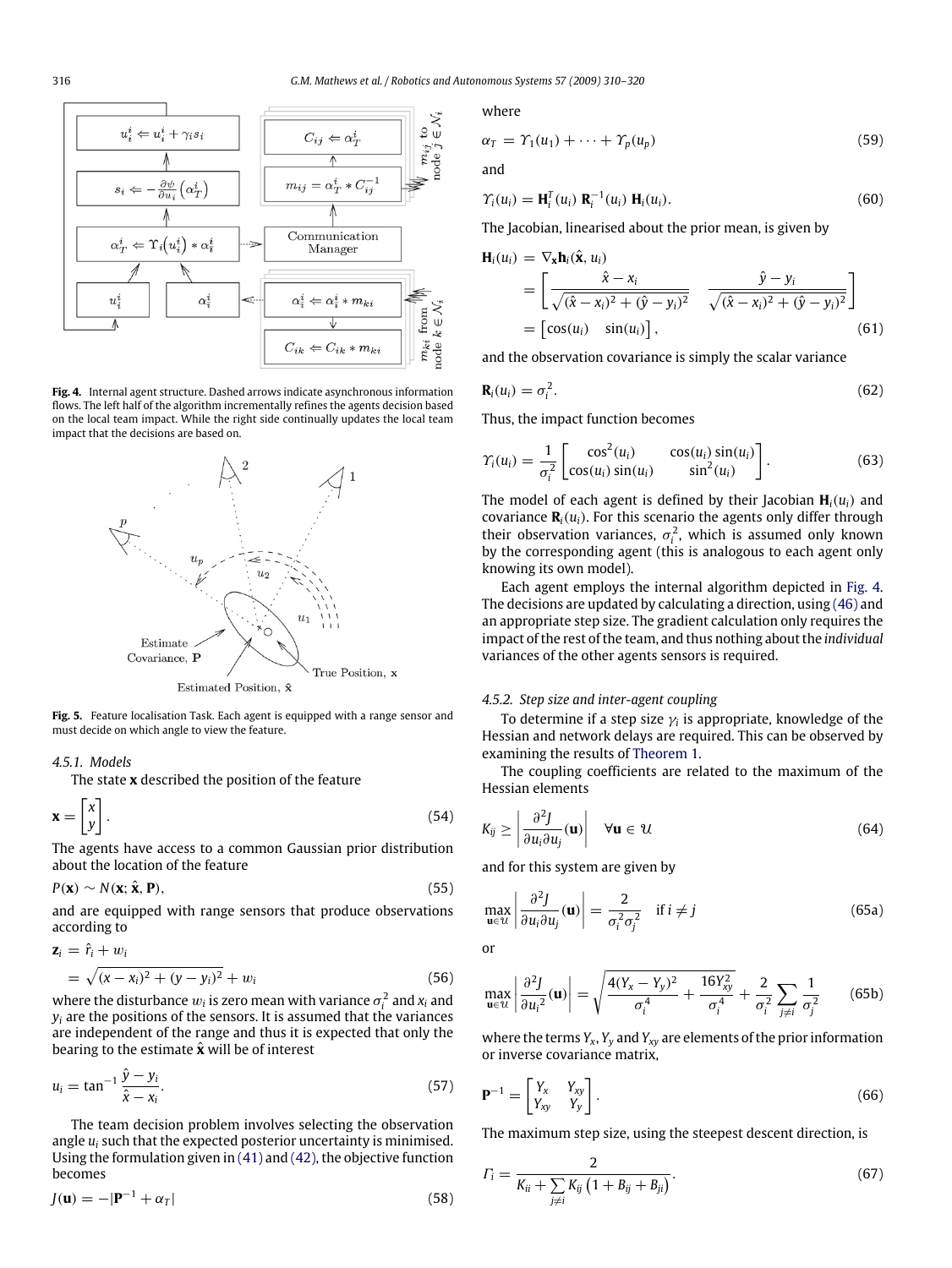Fig. 4. Internal agent structure. Dashed arrows indicate asynchronous information flows. The left half of the algorithm incrementally refines the agents decision based on the local team impact. While the right side continually updates the local team impact that the decisions are based on.

Fig. 5. Feature localisation Task. Each agent is equipped with a range sensor and must decide on which angle to view the feature.

#### 4.5.1. Models

The state $\mathbf{x}$ described the position of the feature

$$\mathbf{x} = \begin{bmatrix} x \\ y \end{bmatrix}. \tag{54}$$

The agents have access to a common Gaussian prior distribution about the location of the feature

$$P(\mathbf{x}) \sim N(\mathbf{x}; \hat{\mathbf{x}}, \mathbf{P}), \tag{55}$$

and are equipped with range sensors that produce observations according to

$$\begin{aligned} \mathbf{z}_i &= \hat{r}_i + w_i \\ &= \sqrt{(x - x_i)^2 + (y - y_i)^2} + w_i \end{aligned} \tag{56}$$

where the disturbance $w_i$ is zero mean with variance $\sigma_i^2$ and $x_i$ and $y_i$ are the positions of the sensors. It is assumed that the variances are independent of the range and thus it is expected that only the bearing to the estimate $\hat{\mathbf{x}}$ will be of interest

$$u_i = \tan^{-1} \frac{\hat{y} - y_i}{\hat{x} - x_i}. \tag{57}$$

The team decision problem involves selecting the observation angle $u_i$ such that the expected posterior uncertainty is minimised. Using the formulation given in (41) and (42), the objective function becomes

$$J(\mathbf{u}) = -|\mathbf{P}^{-1} + \alpha_T| \tag{58}$$

where

$$\alpha_T = \Upsilon_1(u_1) + \cdots + \Upsilon_p(u_p) \tag{59}$$

and

$$\Upsilon_i(u_i) = \mathbf{H}_i^T(u_i)\, \mathbf{R}_i^{-1}(u_i)\, \mathbf{H}_i(u_i). \tag{60}$$

The Jacobian, linearised about the prior mean, is given by

$$\begin{aligned} \mathbf{H}_i(u_i) &= \nabla_{\mathbf{x}} \mathbf{h}_i(\hat{\mathbf{x}}, u_i) \\ &= \left[ \frac{\hat{x} - x_i}{\sqrt{(\hat{x} - x_i)^2 + (\hat{y} - y_i)^2}} \quad \frac{\hat{y} - y_i}{\sqrt{(\hat{x} - x_i)^2 + (\hat{y} - y_i)^2}} \right] \\ &= \left[ \cos(u_i) \quad \sin(u_i) \right], \end{aligned} \tag{61}$$

and the observation covariance is simply the scalar variance

$$\mathbf{R}_i(u_i) = \sigma_i^2. \tag{62}$$

Thus, the impact function becomes

$$\Upsilon_i(u_i) = \frac{1}{\sigma_i^2} \begin{bmatrix} \cos^2(u_i) & \cos(u_i)\sin(u_i) \\ \cos(u_i)\sin(u_i) & \sin^2(u_i) \end{bmatrix}. \tag{63}$$

The model of each agent is defined by their Jacobian $\mathbf{H}_i(u_i)$ and covariance $\mathbf{R}_i(u_i)$. For this scenario the agents only differ through their observation variances, $\sigma_i^2$, which is assumed only known by the corresponding agent (this is analogous to each agent only knowing its own model).

Each agent employs the internal algorithm depicted in Fig. 4. The decisions are updated by calculating a direction, using (46) and an appropriate step size. The gradient calculation only requires the impact of the rest of the team, and thus nothing about the *individual* variances of the other agents sensors is required.

#### 4.5.2. Step size and inter-agent coupling

To determine if a step size $\gamma_i$ is appropriate, knowledge of the Hessian and network delays are required. This can be observed by examining the results of Theorem 1.

The coupling coefficients are related to the maximum of the Hessian elements

$$K_{ij} \geq \left| \frac{\partial^2 J}{\partial u_i \partial u_j}(\mathbf{u}) \right| \quad \forall \mathbf{u} \in \mathcal{U} \tag{64}$$

and for this system are given by

$$\max_{\mathbf{u} \in \mathcal{U}} \left| \frac{\partial^2 J}{\partial u_i \partial u_j}(\mathbf{u}) \right| = \frac{2}{\sigma_i^2 \sigma_j^2} \quad \text{if } i \neq j \tag{65a}$$

or

$$\max_{\mathbf{u} \in \mathcal{U}} \left| \frac{\partial^2 J}{\partial {u_i}^2}(\mathbf{u}) \right| = \sqrt{\frac{4(Y_x - Y_y)^2}{\sigma_i^4} + \frac{16 Y_{xy}^2}{\sigma_i^4}} + \frac{2}{\sigma_i^2} \sum_{j \neq i} \frac{1}{\sigma_j^2} \tag{65b}$$

where the terms $Y_x$, $Y_y$ and $Y_{xy}$ are elements of the prior information or inverse covariance matrix,

$$\mathbf{P}^{-1} = \begin{bmatrix} Y_x & Y_{xy} \\ Y_{xy} & Y_y \end{bmatrix}. \tag{66}$$

The maximum step size, using the steepest descent direction, is

$$\Gamma_i = \frac{2}{K_{ii} + \sum_{j \neq i} K_{ij} \left( 1 + B_{ij} + B_{ji} \right)}. \tag{67}$$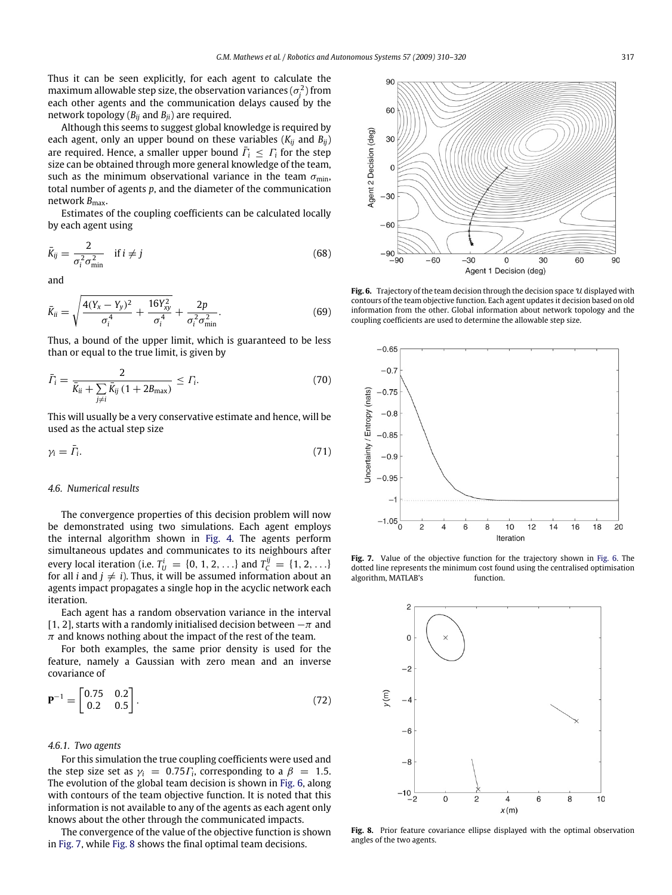Thus it can be seen explicitly, for each agent to calculate the maximum allowable step size, the observation variances ($\sigma_j^2$) from each other agents and the communication delays caused by the network topology ($B_{ij}$ and $B_{ji}$) are required.

Although this seems to suggest global knowledge is required by each agent, only an upper bound on these variables ($K_{ij}$ and $B_{ij}$) are required. Hence, a smaller upper bound $\bar{\Gamma}_i \leq \Gamma_i$ for the step size can be obtained through more general knowledge of the team, such as the minimum observational variance in the team $\sigma_{\min}$, total number of agents $p$, and the diameter of the communication network $B_{\max}$.

Estimates of the coupling coefficients can be calculated locally by each agent using

$$\bar{K}_{ij} = \frac{2}{\sigma_i^2 \sigma_{\min}^2} \quad \text{if } i \neq j \tag{68}$$

and

$$\bar{K}_{ii} = \sqrt{\frac{4(Y_x - Y_y)^2}{\sigma_i^4} + \frac{16Y_{xy}^2}{\sigma_i^4}} + \frac{2p}{\sigma_i^2 \sigma_{\min}^2}. \tag{69}$$

Thus, a bound of the upper limit, which is guaranteed to be less than or equal to the true limit, is given by

$$\bar{\Gamma}_i = \frac{2}{\bar{K}_{ii} + \sum_{j \neq i} \bar{K}_{ij} \left(1 + 2B_{\max}\right)} \leq \Gamma_i. \tag{70}$$

This will usually be a very conservative estimate and hence, will be used as the actual step size

$$\gamma_i = \bar{\Gamma}_i. \tag{71}$$

### 4.6. Numerical results

The convergence properties of this decision problem will now be demonstrated using two simulations. Each agent employs the internal algorithm shown in Fig. 4. The agents perform simultaneous updates and communicates to its neighbours after every local iteration (i.e. $T_U^i = \{0, 1, 2, \ldots\}$ and $T_C^{ij} = \{1, 2, \ldots\}$ for all $i$ and $j \neq i$). Thus, it will be assumed information about an agents impact propagates a single hop in the acyclic network each iteration.

Each agent has a random observation variance in the interval $[1, 2]$, starts with a randomly initialised decision between $-\pi$ and $\pi$ and knows nothing about the impact of the rest of the team.

For both examples, the same prior density is used for the feature, namely a Gaussian with zero mean and an inverse covariance of

$$\mathbf{P}^{-1} = \begin{bmatrix} 0.75 & 0.2 \\ 0.2 & 0.5 \end{bmatrix}. \tag{72}$$

#### 4.6.1. Two agents

For this simulation the true coupling coefficients were used and the step size set as $\gamma_i = 0.75\Gamma_i$, corresponding to a $\beta = 1.5$. The evolution of the global team decision is shown in Fig. 6, along with contours of the team objective function. It is noted that this information is not available to any of the agents as each agent only knows about the other through the communicated impacts.

The convergence of the value of the objective function is shown in Fig. 7, while Fig. 8 shows the final optimal team decisions.

**Fig. 6.** Trajectory of the team decision through the decision space $\mathcal{U}$ displayed with contours of the team objective function. Each agent updates it decision based on old information from the other. Global information about network topology and the coupling coefficients are used to determine the allowable step size.

**Fig. 7.** Value of the objective function for the trajectory shown in Fig. 6. The dotted line represents the minimum cost found using the centralised optimisation algorithm, MATLAB's function.

**Fig. 8.** Prior feature covariance ellipse displayed with the optimal observation angles of the two agents.